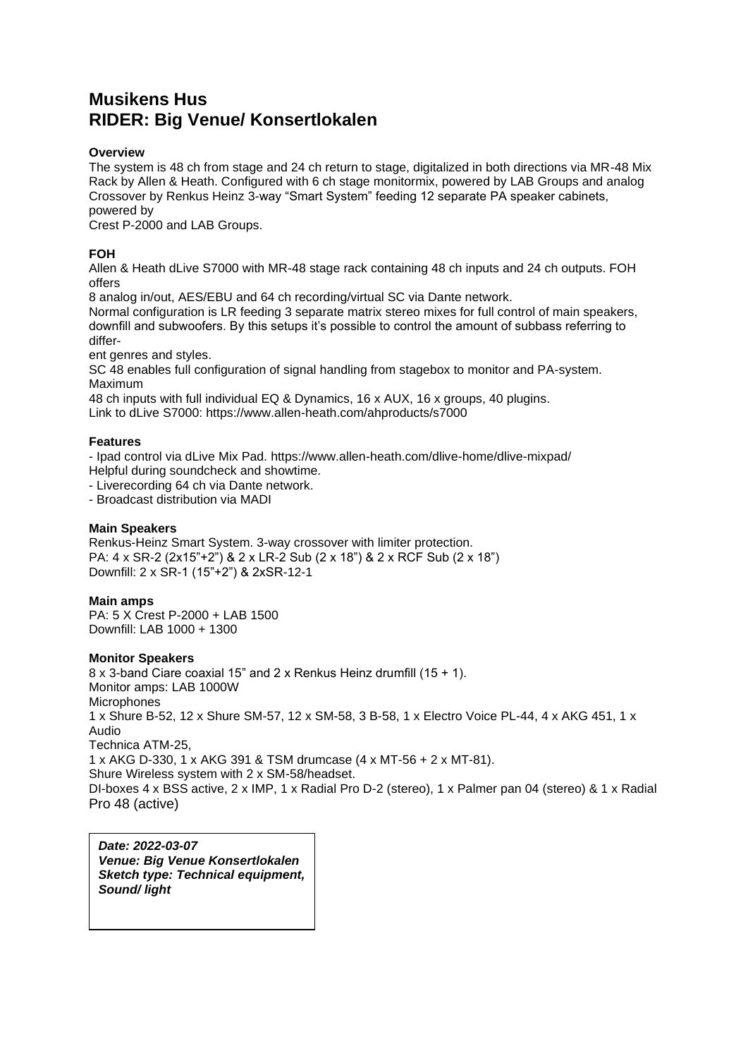# Musikens Hus
# RIDER: Big Venue/ Konsertlokalen

### Overview

The system is 48 ch from stage and 24 ch return to stage, digitalized in both directions via MR-48 Mix Rack by Allen & Heath. Configured with 6 ch stage monitormix, powered by LAB Groups and analog Crossover by Renkus Heinz 3-way "Smart System" feeding 12 separate PA speaker cabinets, powered by
Crest P-2000 and LAB Groups.

### FOH

Allen & Heath dLive S7000 with MR-48 stage rack containing 48 ch inputs and 24 ch outputs. FOH offers
8 analog in/out, AES/EBU and 64 ch recording/virtual SC via Dante network.
Normal configuration is LR feeding 3 separate matrix stereo mixes for full control of main speakers, downfill and subwoofers. By this setups it's possible to control the amount of subbass referring to differ-
ent genres and styles.
SC 48 enables full configuration of signal handling from stagebox to monitor and PA-system. Maximum
48 ch inputs with full individual EQ & Dynamics, 16 x AUX, 16 x groups, 40 plugins.
Link to dLive S7000: https://www.allen-heath.com/ahproducts/s7000

### Features

- Ipad control via dLive Mix Pad. https://www.allen-heath.com/dlive-home/dlive-mixpad/
Helpful during soundcheck and showtime.
- Liverecording 64 ch via Dante network.
- Broadcast distribution via MADI

### Main Speakers

Renkus-Heinz Smart System. 3-way crossover with limiter protection.
PA: 4 x SR-2 (2x15"+2") & 2 x LR-2 Sub (2 x 18") & 2 x RCF Sub (2 x 18")
Downfill: 2 x SR-1 (15"+2") & 2xSR-12-1

### Main amps

PA: 5 X Crest P-2000 + LAB 1500
Downfill: LAB 1000 + 1300

### Monitor Speakers

8 x 3-band Ciare coaxial 15" and 2 x Renkus Heinz drumfill (15 + 1).
Monitor amps: LAB 1000W
Microphones
1 x Shure B-52, 12 x Shure SM-57, 12 x SM-58, 3 B-58, 1 x Electro Voice PL-44, 4 x AKG 451, 1 x Audio
Technica ATM-25,
1 x AKG D-330, 1 x AKG 391 & TSM drumcase (4 x MT-56 + 2 x MT-81).
Shure Wireless system with 2 x SM-58/headset.
DI-boxes 4 x BSS active, 2 x IMP, 1 x Radial Pro D-2 (stereo), 1 x Palmer pan 04 (stereo) & 1 x Radial Pro 48 (active)

***Date: 2022-03-07***
***Venue: Big Venue Konsertlokalen***
***Sketch type: Technical equipment, Sound/ light***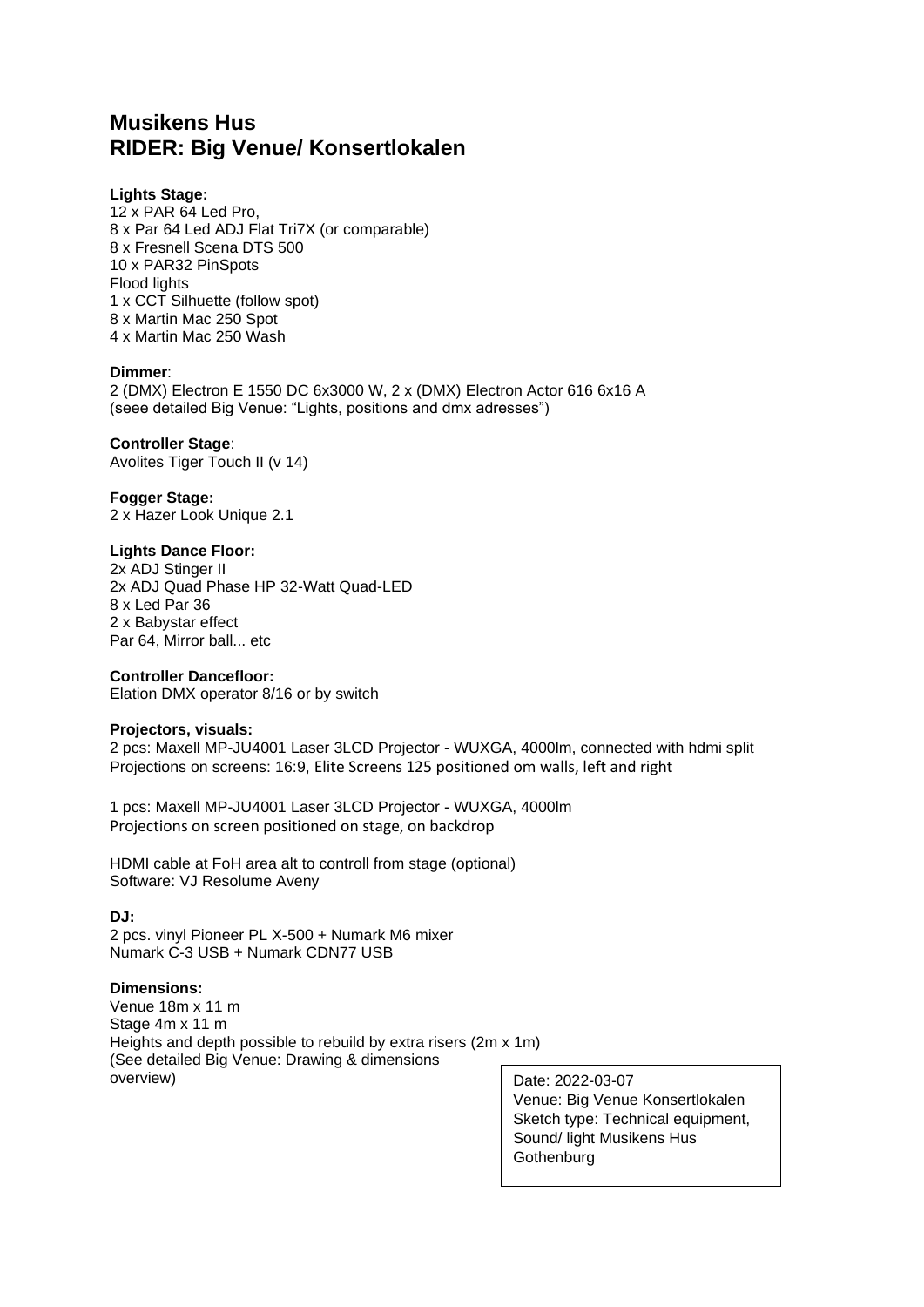# Musikens Hus
# RIDER: Big Venue/ Konsertlokalen

**Lights Stage:**
12 x PAR 64 Led Pro,
8 x Par 64 Led ADJ Flat Tri7X (or comparable)
8 x Fresnell Scena DTS 500
10 x PAR32 PinSpots
Flood lights
1 x CCT Silhuette (follow spot)
8 x Martin Mac 250 Spot
4 x Martin Mac 250 Wash

**Dimmer**:
2 (DMX) Electron E 1550 DC 6x3000 W, 2 x (DMX) Electron Actor 616 6x16 A
(seee detailed Big Venue: "Lights, positions and dmx adresses")

**Controller Stage**:
Avolites Tiger Touch II (v 14)

**Fogger Stage:**
2 x Hazer Look Unique 2.1

**Lights Dance Floor:**
2x ADJ Stinger II
2x ADJ Quad Phase HP 32-Watt Quad-LED
8 x Led Par 36
2 x Babystar effect
Par 64, Mirror ball... etc

**Controller Dancefloor:**
Elation DMX operator 8/16 or by switch

**Projectors, visuals:**
2 pcs: Maxell MP-JU4001 Laser 3LCD Projector - WUXGA, 4000lm, connected with hdmi split
Projections on screens: 16:9, Elite Screens 125 positioned om walls, left and right

1 pcs: Maxell MP-JU4001 Laser 3LCD Projector - WUXGA, 4000lm
Projections on screen positioned on stage, on backdrop

HDMI cable at FoH area alt to controll from stage (optional)
Software: VJ Resolume Aveny

**DJ:**
2 pcs. vinyl Pioneer PL X-500 + Numark M6 mixer
Numark C-3 USB + Numark CDN77 USB

**Dimensions:**
Venue 18m x 11 m
Stage 4m x 11 m
Heights and depth possible to rebuild by extra risers (2m x 1m)
(See detailed Big Venue: Drawing & dimensions overview)

Date: 2022-03-07
Venue: Big Venue Konsertlokalen
Sketch type: Technical equipment, Sound/ light Musikens Hus Gothenburg